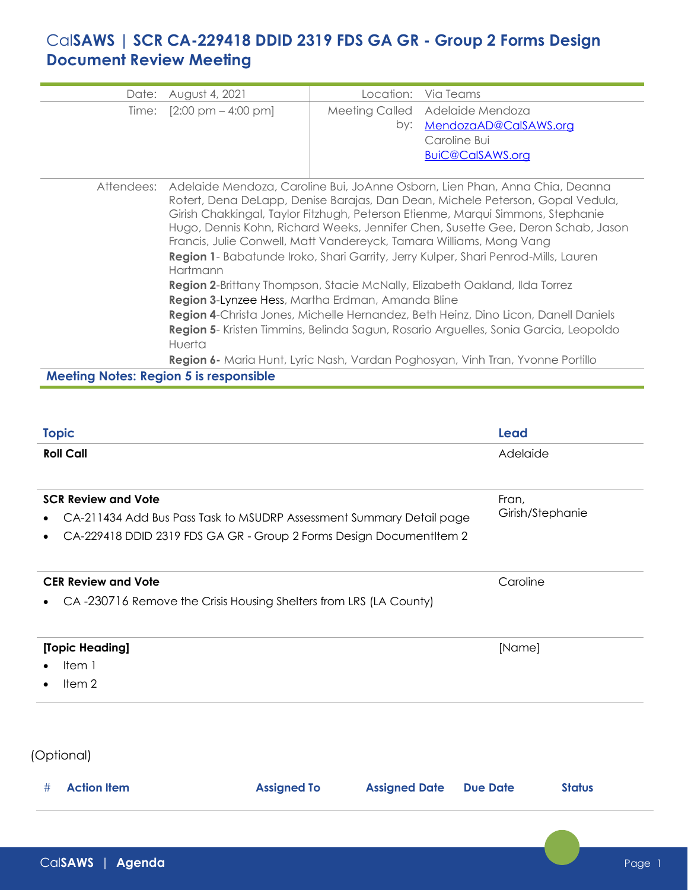# CalSAWS | SCR CA-229418 DDID 2319 FDS GA GR - Group 2 Forms Design Document Review Meeting

| | | | |
|---|---|---|---|
| Date: | August 4, 2021 | Location: | Via Teams |
| Time: | [2:00 pm – 4:00 pm] | Meeting Called by: | Adelaide Mendoza MendozaAD@CalSAWS.org Caroline Bui BuiC@CalSAWS.org |

Attendees: Adelaide Mendoza, Caroline Bui, JoAnne Osborn, Lien Phan, Anna Chia, Deanna Rotert, Dena DeLapp, Denise Barajas, Dan Dean, Michele Peterson, Gopal Vedula, Girish Chakkingal, Taylor Fitzhugh, Peterson Etienne, Marqui Simmons, Stephanie Hugo, Dennis Kohn, Richard Weeks, Jennifer Chen, Susette Gee, Deron Schab, Jason Francis, Julie Conwell, Matt Vandereyck, Tamara Williams, Mong Vang

**Region 1**- Babatunde Iroko, Shari Garrity, Jerry Kulper, Shari Penrod-Mills, Lauren Hartmann

**Region 2**-Brittany Thompson, Stacie McNally, Elizabeth Oakland, Ilda Torrez

**Region 3**-Lynzee Hess, Martha Erdman, Amanda Bline

**Region 4**-Christa Jones, Michelle Hernandez, Beth Heinz, Dino Licon, Danell Daniels

**Region 5**- Kristen Timmins, Belinda Sagun, Rosario Arguelles, Sonia Garcia, Leopoldo Huerta

**Region 6-** Maria Hunt, Lyric Nash, Vardan Poghosyan, Vinh Tran, Yvonne Portillo

**Meeting Notes: Region 5 is responsible**

| Topic | Lead |
|---|---|
| **Roll Call** | Adelaide |
| **SCR Review and Vote**<br>• CA-211434 Add Bus Pass Task to MSUDRP Assessment Summary Detail page<br>• CA-229418 DDID 2319 FDS GA GR - Group 2 Forms Design DocumentItem 2 | Fran, Girish/Stephanie |
| **CER Review and Vote**<br>• CA -230716 Remove the Crisis Housing Shelters from LRS (LA County) | Caroline |
| **[Topic Heading]**<br>• Item 1<br>• Item 2 | [Name] |

(Optional)

| # | Action Item | Assigned To | Assigned Date | Due Date | Status |
|---|---|---|---|---|---|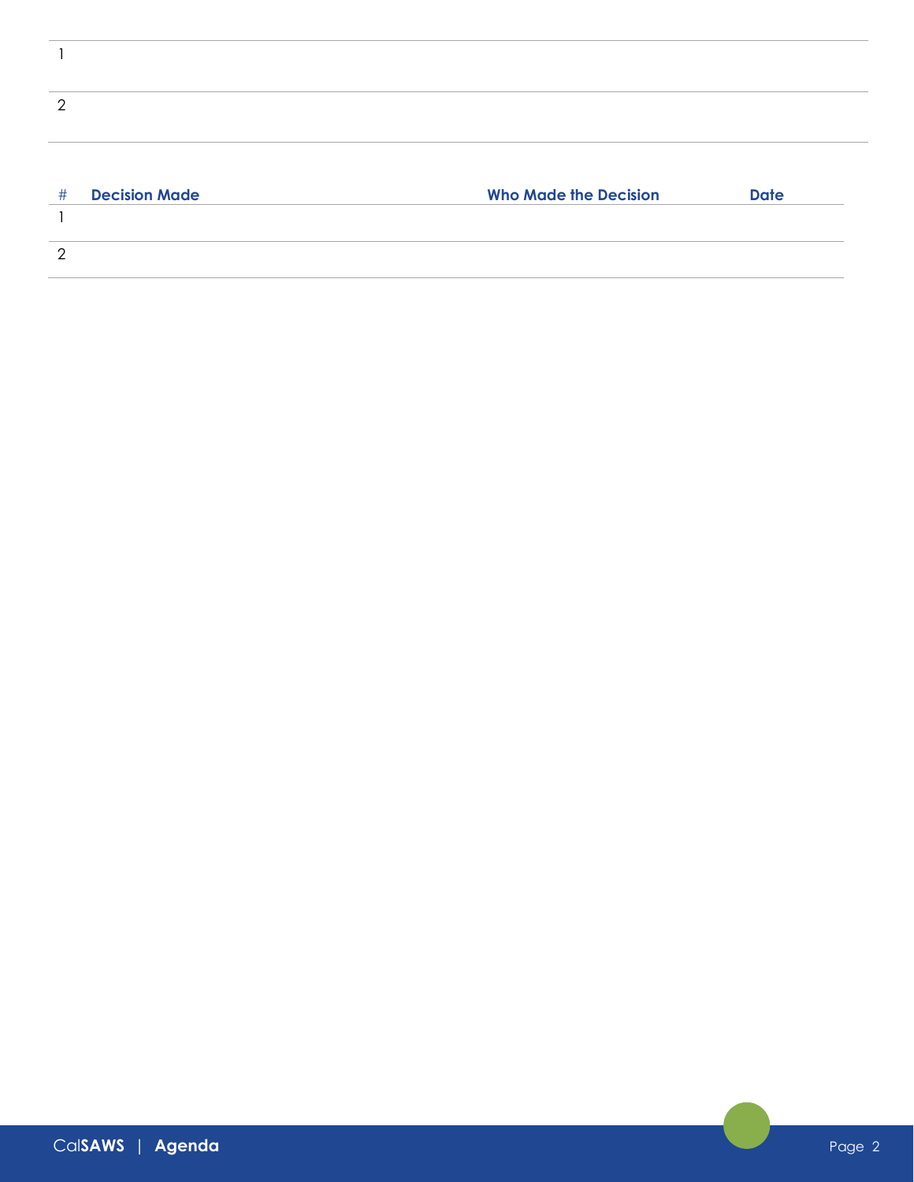| | |
|---|---|
| 1 | |
| 2 | |

| # | Decision Made | Who Made the Decision | Date |
|---|---|---|---|
| 1 | | | |
| 2 | | | |